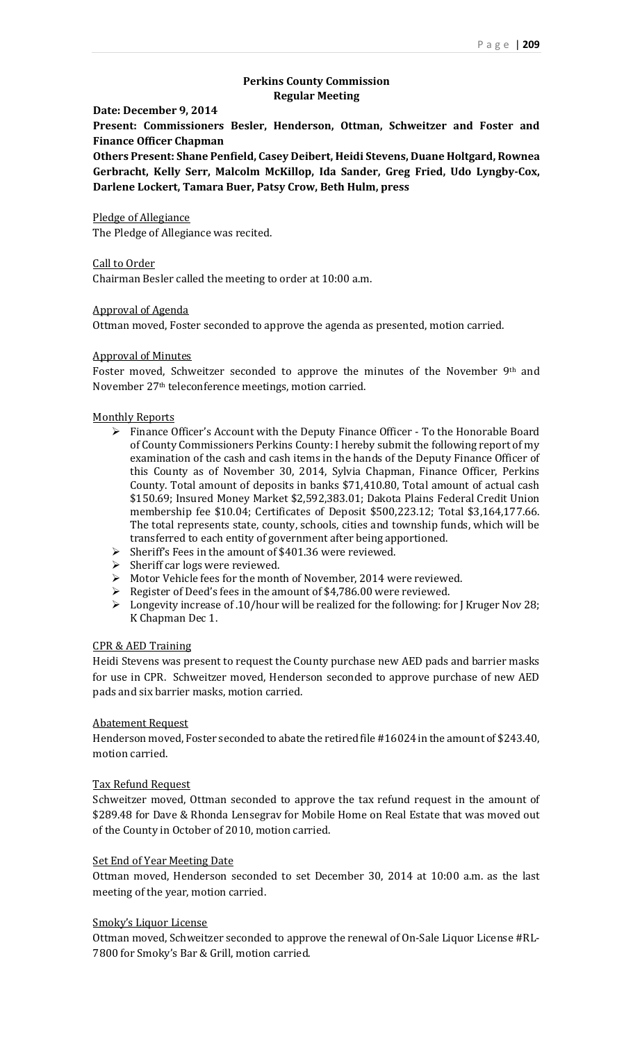**Perkins County Commission**
**Regular Meeting**

**Date: December 9, 2014**

**Present: Commissioners Besler, Henderson, Ottman, Schweitzer and Foster and Finance Officer Chapman**

**Others Present: Shane Penfield, Casey Deibert, Heidi Stevens, Duane Holtgard, Rownea Gerbracht, Kelly Serr, Malcolm McKillop, Ida Sander, Greg Fried, Udo Lyngby-Cox, Darlene Lockert, Tamara Buer, Patsy Crow, Beth Hulm, press**

<u>Pledge of Allegiance</u>
The Pledge of Allegiance was recited.

<u>Call to Order</u>
Chairman Besler called the meeting to order at 10:00 a.m.

<u>Approval of Agenda</u>
Ottman moved, Foster seconded to approve the agenda as presented, motion carried.

<u>Approval of Minutes</u>
Foster moved, Schweitzer seconded to approve the minutes of the November 9th and November 27th teleconference meetings, motion carried.

<u>Monthly Reports</u>

- Finance Officer's Account with the Deputy Finance Officer - To the Honorable Board of County Commissioners Perkins County: I hereby submit the following report of my examination of the cash and cash items in the hands of the Deputy Finance Officer of this County as of November 30, 2014, Sylvia Chapman, Finance Officer, Perkins County. Total amount of deposits in banks $71,410.80, Total amount of actual cash $150.69; Insured Money Market $2,592,383.01; Dakota Plains Federal Credit Union membership fee $10.04; Certificates of Deposit $500,223.12; Total $3,164,177.66. The total represents state, county, schools, cities and township funds, which will be transferred to each entity of government after being apportioned.
- Sheriff's Fees in the amount of $401.36 were reviewed.
- Sheriff car logs were reviewed.
- Motor Vehicle fees for the month of November, 2014 were reviewed.
- Register of Deed's fees in the amount of $4,786.00 were reviewed.
- Longevity increase of .10/hour will be realized for the following: for J Kruger Nov 28; K Chapman Dec 1.

<u>CPR & AED Training</u>
Heidi Stevens was present to request the County purchase new AED pads and barrier masks for use in CPR. Schweitzer moved, Henderson seconded to approve purchase of new AED pads and six barrier masks, motion carried.

<u>Abatement Request</u>
Henderson moved, Foster seconded to abate the retired file #16024 in the amount of $243.40, motion carried.

<u>Tax Refund Request</u>
Schweitzer moved, Ottman seconded to approve the tax refund request in the amount of $289.48 for Dave & Rhonda Lensegrav for Mobile Home on Real Estate that was moved out of the County in October of 2010, motion carried.

<u>Set End of Year Meeting Date</u>
Ottman moved, Henderson seconded to set December 30, 2014 at 10:00 a.m. as the last meeting of the year, motion carried.

<u>Smoky's Liquor License</u>
Ottman moved, Schweitzer seconded to approve the renewal of On-Sale Liquor License #RL-7800 for Smoky's Bar & Grill, motion carried.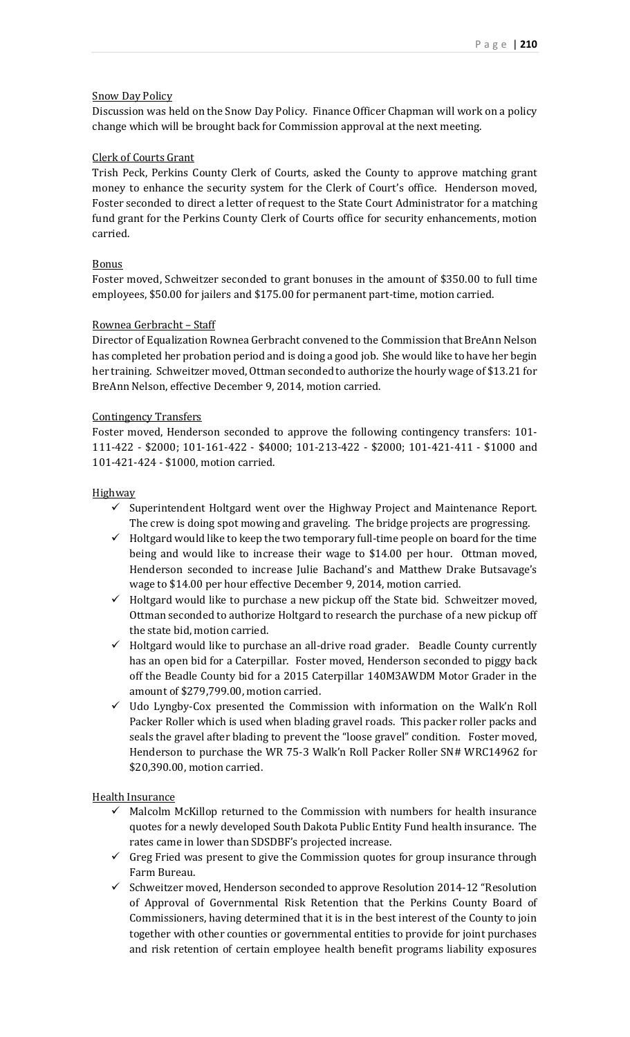Snow Day Policy

Discussion was held on the Snow Day Policy. Finance Officer Chapman will work on a policy change which will be brought back for Commission approval at the next meeting.

Clerk of Courts Grant

Trish Peck, Perkins County Clerk of Courts, asked the County to approve matching grant money to enhance the security system for the Clerk of Court's office. Henderson moved, Foster seconded to direct a letter of request to the State Court Administrator for a matching fund grant for the Perkins County Clerk of Courts office for security enhancements, motion carried.

Bonus

Foster moved, Schweitzer seconded to grant bonuses in the amount of $350.00 to full time employees, $50.00 for jailers and $175.00 for permanent part-time, motion carried.

Rownea Gerbracht – Staff

Director of Equalization Rownea Gerbracht convened to the Commission that BreAnn Nelson has completed her probation period and is doing a good job. She would like to have her begin her training. Schweitzer moved, Ottman seconded to authorize the hourly wage of $13.21 for BreAnn Nelson, effective December 9, 2014, motion carried.

Contingency Transfers

Foster moved, Henderson seconded to approve the following contingency transfers: 101-111-422 - $2000; 101-161-422 - $4000; 101-213-422 - $2000; 101-421-411 - $1000 and 101-421-424 - $1000, motion carried.

Highway

- ✓ Superintendent Holtgard went over the Highway Project and Maintenance Report. The crew is doing spot mowing and graveling. The bridge projects are progressing.
- ✓ Holtgard would like to keep the two temporary full-time people on board for the time being and would like to increase their wage to $14.00 per hour. Ottman moved, Henderson seconded to increase Julie Bachand's and Matthew Drake Butsavage's wage to $14.00 per hour effective December 9, 2014, motion carried.
- ✓ Holtgard would like to purchase a new pickup off the State bid. Schweitzer moved, Ottman seconded to authorize Holtgard to research the purchase of a new pickup off the state bid, motion carried.
- ✓ Holtgard would like to purchase an all-drive road grader. Beadle County currently has an open bid for a Caterpillar. Foster moved, Henderson seconded to piggy back off the Beadle County bid for a 2015 Caterpillar 140M3AWDM Motor Grader in the amount of $279,799.00, motion carried.
- ✓ Udo Lyngby-Cox presented the Commission with information on the Walk'n Roll Packer Roller which is used when blading gravel roads. This packer roller packs and seals the gravel after blading to prevent the "loose gravel" condition. Foster moved, Henderson to purchase the WR 75-3 Walk'n Roll Packer Roller SN# WRC14962 for $20,390.00, motion carried.

Health Insurance

- ✓ Malcolm McKillop returned to the Commission with numbers for health insurance quotes for a newly developed South Dakota Public Entity Fund health insurance. The rates came in lower than SDSDBF's projected increase.
- ✓ Greg Fried was present to give the Commission quotes for group insurance through Farm Bureau.
- ✓ Schweitzer moved, Henderson seconded to approve Resolution 2014-12 "Resolution of Approval of Governmental Risk Retention that the Perkins County Board of Commissioners, having determined that it is in the best interest of the County to join together with other counties or governmental entities to provide for joint purchases and risk retention of certain employee health benefit programs liability exposures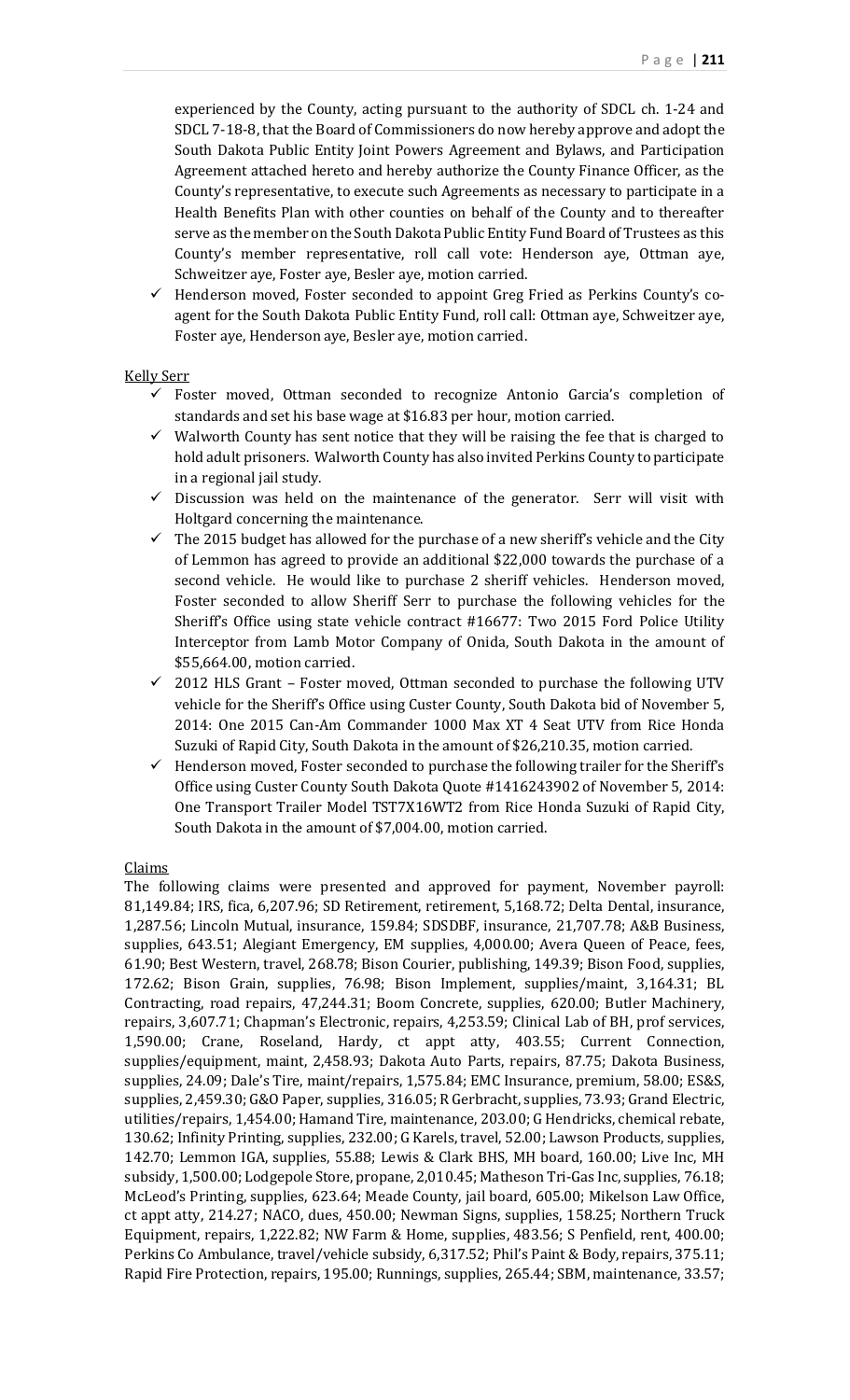experienced by the County, acting pursuant to the authority of SDCL ch. 1-24 and SDCL 7-18-8, that the Board of Commissioners do now hereby approve and adopt the South Dakota Public Entity Joint Powers Agreement and Bylaws, and Participation Agreement attached hereto and hereby authorize the County Finance Officer, as the County's representative, to execute such Agreements as necessary to participate in a Health Benefits Plan with other counties on behalf of the County and to thereafter serve as the member on the South Dakota Public Entity Fund Board of Trustees as this County's member representative, roll call vote: Henderson aye, Ottman aye, Schweitzer aye, Foster aye, Besler aye, motion carried.

- ✓ Henderson moved, Foster seconded to appoint Greg Fried as Perkins County's co-agent for the South Dakota Public Entity Fund, roll call: Ottman aye, Schweitzer aye, Foster aye, Henderson aye, Besler aye, motion carried.

Kelly Serr

- ✓ Foster moved, Ottman seconded to recognize Antonio Garcia's completion of standards and set his base wage at $16.83 per hour, motion carried.
- ✓ Walworth County has sent notice that they will be raising the fee that is charged to hold adult prisoners. Walworth County has also invited Perkins County to participate in a regional jail study.
- ✓ Discussion was held on the maintenance of the generator. Serr will visit with Holtgard concerning the maintenance.
- ✓ The 2015 budget has allowed for the purchase of a new sheriff's vehicle and the City of Lemmon has agreed to provide an additional $22,000 towards the purchase of a second vehicle. He would like to purchase 2 sheriff vehicles. Henderson moved, Foster seconded to allow Sheriff Serr to purchase the following vehicles for the Sheriff's Office using state vehicle contract #16677: Two 2015 Ford Police Utility Interceptor from Lamb Motor Company of Onida, South Dakota in the amount of $55,664.00, motion carried.
- ✓ 2012 HLS Grant – Foster moved, Ottman seconded to purchase the following UTV vehicle for the Sheriff's Office using Custer County, South Dakota bid of November 5, 2014: One 2015 Can-Am Commander 1000 Max XT 4 Seat UTV from Rice Honda Suzuki of Rapid City, South Dakota in the amount of $26,210.35, motion carried.
- ✓ Henderson moved, Foster seconded to purchase the following trailer for the Sheriff's Office using Custer County South Dakota Quote #1416243902 of November 5, 2014: One Transport Trailer Model TST7X16WT2 from Rice Honda Suzuki of Rapid City, South Dakota in the amount of $7,004.00, motion carried.

Claims

The following claims were presented and approved for payment, November payroll: 81,149.84; IRS, fica, 6,207.96; SD Retirement, retirement, 5,168.72; Delta Dental, insurance, 1,287.56; Lincoln Mutual, insurance, 159.84; SDSDBF, insurance, 21,707.78; A&B Business, supplies, 643.51; Alegiant Emergency, EM supplies, 4,000.00; Avera Queen of Peace, fees, 61.90; Best Western, travel, 268.78; Bison Courier, publishing, 149.39; Bison Food, supplies, 172.62; Bison Grain, supplies, 76.98; Bison Implement, supplies/maint, 3,164.31; BL Contracting, road repairs, 47,244.31; Boom Concrete, supplies, 620.00; Butler Machinery, repairs, 3,607.71; Chapman's Electronic, repairs, 4,253.59; Clinical Lab of BH, prof services, 1,590.00; Crane, Roseland, Hardy, ct appt atty, 403.55; Current Connection, supplies/equipment, maint, 2,458.93; Dakota Auto Parts, repairs, 87.75; Dakota Business, supplies, 24.09; Dale's Tire, maint/repairs, 1,575.84; EMC Insurance, premium, 58.00; ES&S, supplies, 2,459.30; G&O Paper, supplies, 316.05; R Gerbracht, supplies, 73.93; Grand Electric, utilities/repairs, 1,454.00; Hamand Tire, maintenance, 203.00; G Hendricks, chemical rebate, 130.62; Infinity Printing, supplies, 232.00; G Karels, travel, 52.00; Lawson Products, supplies, 142.70; Lemmon IGA, supplies, 55.88; Lewis & Clark BHS, MH board, 160.00; Live Inc, MH subsidy, 1,500.00; Lodgepole Store, propane, 2,010.45; Matheson Tri-Gas Inc, supplies, 76.18; McLeod's Printing, supplies, 623.64; Meade County, jail board, 605.00; Mikelson Law Office, ct appt atty, 214.27; NACO, dues, 450.00; Newman Signs, supplies, 158.25; Northern Truck Equipment, repairs, 1,222.82; NW Farm & Home, supplies, 483.56; S Penfield, rent, 400.00; Perkins Co Ambulance, travel/vehicle subsidy, 6,317.52; Phil's Paint & Body, repairs, 375.11; Rapid Fire Protection, repairs, 195.00; Runnings, supplies, 265.44; SBM, maintenance, 33.57;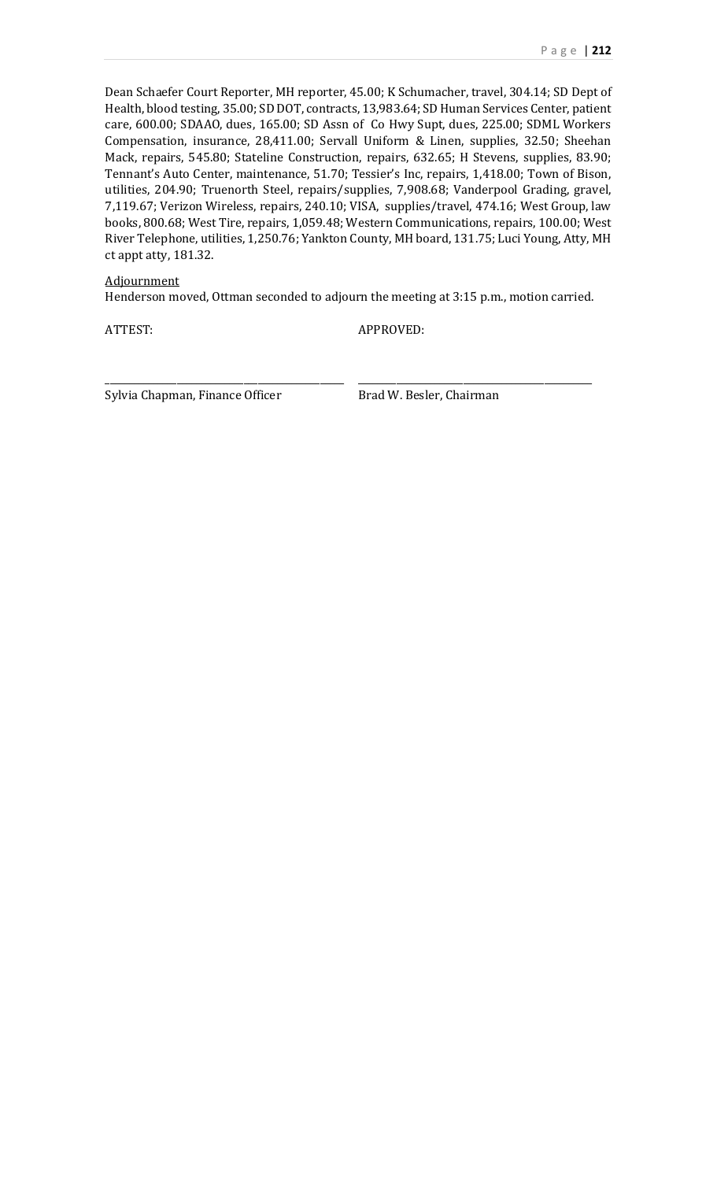Dean Schaefer Court Reporter, MH reporter, 45.00; K Schumacher, travel, 304.14; SD Dept of Health, blood testing, 35.00; SD DOT, contracts, 13,983.64; SD Human Services Center, patient care, 600.00; SDAAO, dues, 165.00; SD Assn of Co Hwy Supt, dues, 225.00; SDML Workers Compensation, insurance, 28,411.00; Servall Uniform & Linen, supplies, 32.50; Sheehan Mack, repairs, 545.80; Stateline Construction, repairs, 632.65; H Stevens, supplies, 83.90; Tennant's Auto Center, maintenance, 51.70; Tessier's Inc, repairs, 1,418.00; Town of Bison, utilities, 204.90; Truenorth Steel, repairs/supplies, 7,908.68; Vanderpool Grading, gravel, 7,119.67; Verizon Wireless, repairs, 240.10; VISA, supplies/travel, 474.16; West Group, law books, 800.68; West Tire, repairs, 1,059.48; Western Communications, repairs, 100.00; West River Telephone, utilities, 1,250.76; Yankton County, MH board, 131.75; Luci Young, Atty, MH ct appt atty, 181.32.

Adjournment

Henderson moved, Ottman seconded to adjourn the meeting at 3:15 p.m., motion carried.

ATTEST: APPROVED:

_______________________________ _______________________________

Sylvia Chapman, Finance Officer Brad W. Besler, Chairman